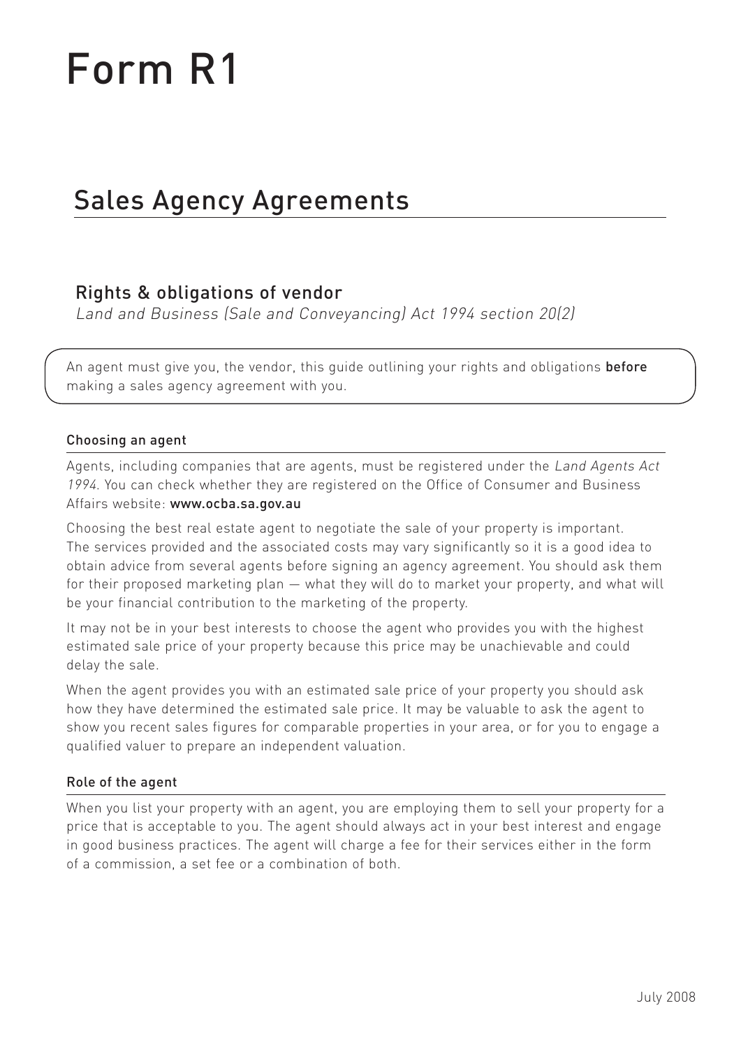# Form R1

## Sales Agency Agreements

### Rights & obligations of vendor

*Land and Business (Sale and Conveyancing) Act 1994 section 20(2)*

An agent must give you, the vendor, this guide outlining your rights and obligations **before** making a sales agency agreement with you.

#### Choosing an agent

Agents, including companies that are agents, must be registered under the *Land Agents Act 1994*. You can check whether they are registered on the Office of Consumer and Business Affairs website: **www.ocba.sa.gov.au**

Choosing the best real estate agent to negotiate the sale of your property is important. The services provided and the associated costs may vary significantly so it is a good idea to obtain advice from several agents before signing an agency agreement. You should ask them for their proposed marketing plan — what they will do to market your property, and what will be your financial contribution to the marketing of the property.

It may not be in your best interests to choose the agent who provides you with the highest estimated sale price of your property because this price may be unachievable and could delay the sale.

When the agent provides you with an estimated sale price of your property you should ask how they have determined the estimated sale price. It may be valuable to ask the agent to show you recent sales figures for comparable properties in your area, or for you to engage a qualified valuer to prepare an independent valuation.

#### Role of the agent

When you list your property with an agent, you are employing them to sell your property for a price that is acceptable to you. The agent should always act in your best interest and engage in good business practices. The agent will charge a fee for their services either in the form of a commission, a set fee or a combination of both.

July 2008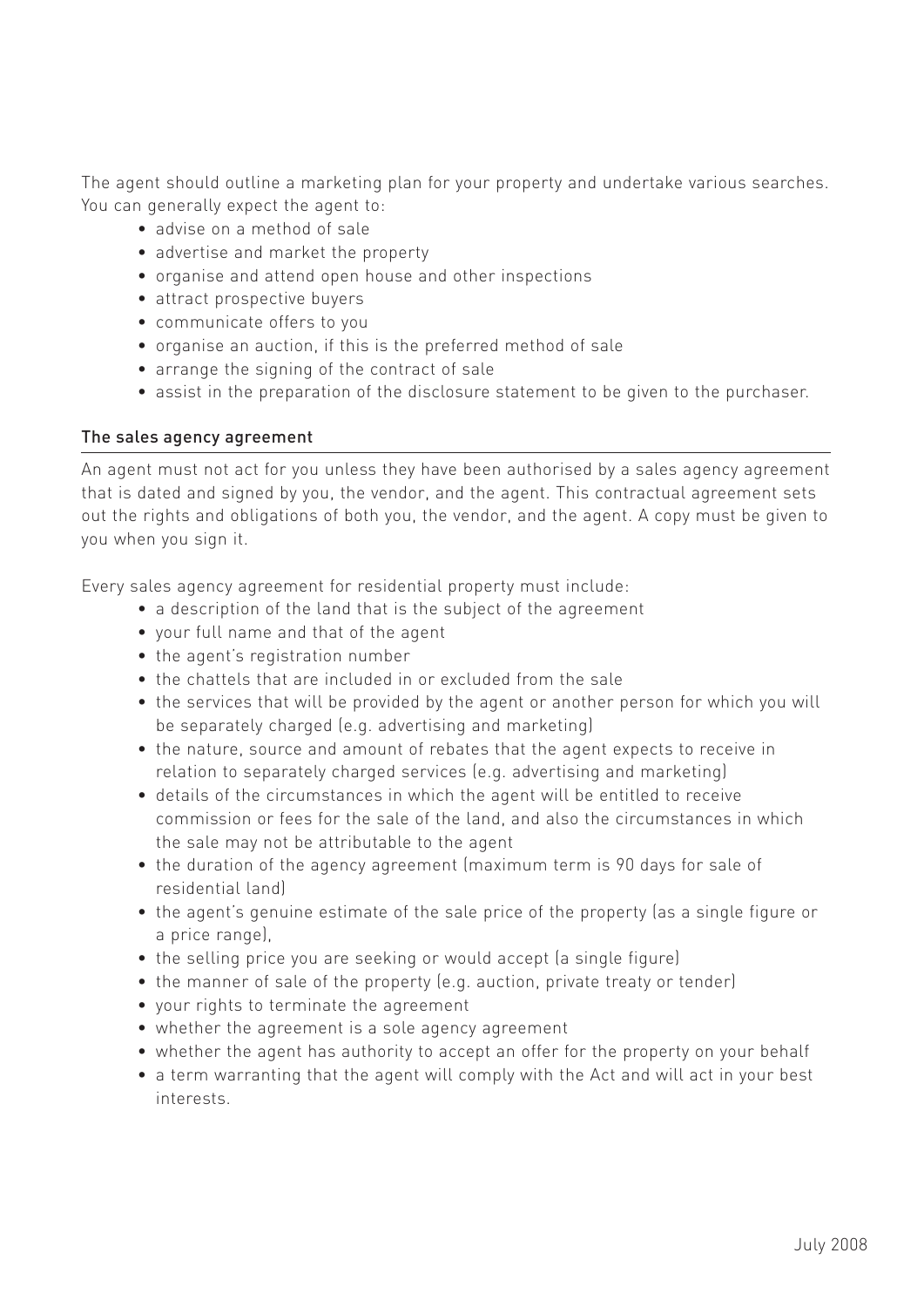The agent should outline a marketing plan for your property and undertake various searches. You can generally expect the agent to:

- advise on a method of sale
- advertise and market the property
- organise and attend open house and other inspections
- attract prospective buyers
- communicate offers to you
- organise an auction, if this is the preferred method of sale
- arrange the signing of the contract of sale
- assist in the preparation of the disclosure statement to be given to the purchaser.

## The sales agency agreement

An agent must not act for you unless they have been authorised by a sales agency agreement that is dated and signed by you, the vendor, and the agent. This contractual agreement sets out the rights and obligations of both you, the vendor, and the agent. A copy must be given to you when you sign it.

Every sales agency agreement for residential property must include:

- a description of the land that is the subject of the agreement
- your full name and that of the agent
- the agent's registration number
- the chattels that are included in or excluded from the sale
- the services that will be provided by the agent or another person for which you will be separately charged (e.g. advertising and marketing)
- the nature, source and amount of rebates that the agent expects to receive in relation to separately charged services (e.g. advertising and marketing)
- details of the circumstances in which the agent will be entitled to receive commission or fees for the sale of the land, and also the circumstances in which the sale may not be attributable to the agent
- the duration of the agency agreement (maximum term is 90 days for sale of residential land)
- the agent's genuine estimate of the sale price of the property (as a single figure or a price range),
- the selling price you are seeking or would accept (a single figure)
- the manner of sale of the property (e.g. auction, private treaty or tender)
- your rights to terminate the agreement
- whether the agreement is a sole agency agreement
- whether the agent has authority to accept an offer for the property on your behalf
- a term warranting that the agent will comply with the Act and will act in your best interests.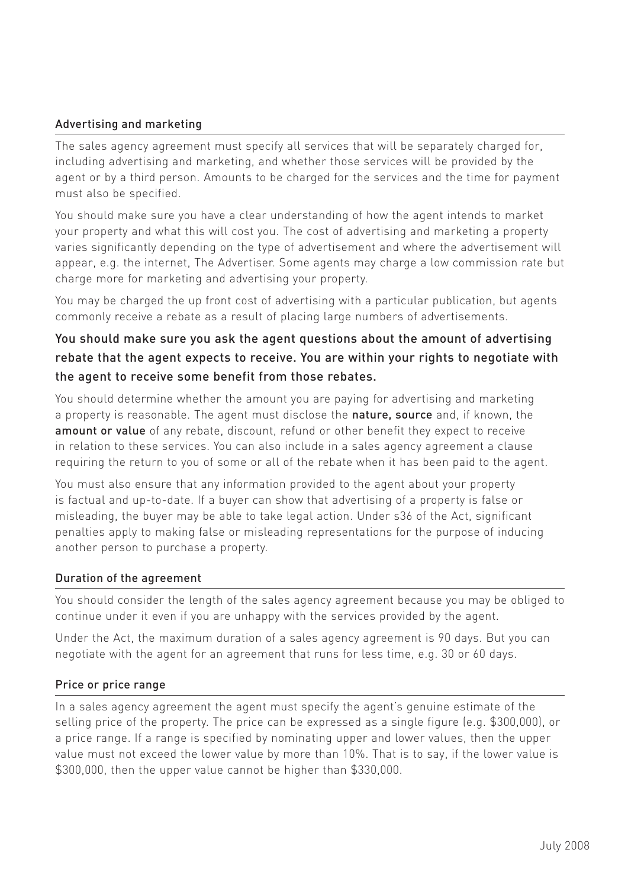### Advertising and marketing

The sales agency agreement must specify all services that will be separately charged for, including advertising and marketing, and whether those services will be provided by the agent or by a third person. Amounts to be charged for the services and the time for payment must also be specified.

You should make sure you have a clear understanding of how the agent intends to market your property and what this will cost you. The cost of advertising and marketing a property varies significantly depending on the type of advertisement and where the advertisement will appear, e.g. the internet, The Advertiser. Some agents may charge a low commission rate but charge more for marketing and advertising your property.

You may be charged the up front cost of advertising with a particular publication, but agents commonly receive a rebate as a result of placing large numbers of advertisements.

**You should make sure you ask the agent questions about the amount of advertising rebate that the agent expects to receive. You are within your rights to negotiate with the agent to receive some benefit from those rebates.**

You should determine whether the amount you are paying for advertising and marketing a property is reasonable. The agent must disclose the **nature, source** and, if known, the **amount or value** of any rebate, discount, refund or other benefit they expect to receive in relation to these services. You can also include in a sales agency agreement a clause requiring the return to you of some or all of the rebate when it has been paid to the agent.

You must also ensure that any information provided to the agent about your property is factual and up-to-date. If a buyer can show that advertising of a property is false or misleading, the buyer may be able to take legal action. Under s36 of the Act, significant penalties apply to making false or misleading representations for the purpose of inducing another person to purchase a property.

### Duration of the agreement

You should consider the length of the sales agency agreement because you may be obliged to continue under it even if you are unhappy with the services provided by the agent.

Under the Act, the maximum duration of a sales agency agreement is 90 days. But you can negotiate with the agent for an agreement that runs for less time, e.g. 30 or 60 days.

### Price or price range

In a sales agency agreement the agent must specify the agent's genuine estimate of the selling price of the property. The price can be expressed as a single figure (e.g. $300,000), or a price range. If a range is specified by nominating upper and lower values, then the upper value must not exceed the lower value by more than 10%. That is to say, if the lower value is $300,000, then the upper value cannot be higher than $330,000.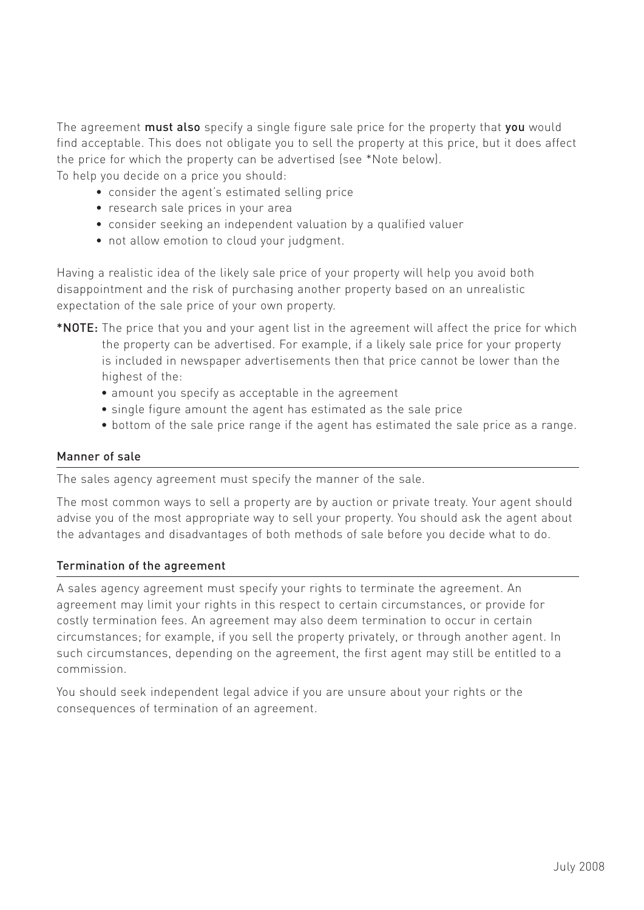The agreement **must also** specify a single figure sale price for the property that **you** would find acceptable. This does not obligate you to sell the property at this price, but it does affect the price for which the property can be advertised (see *Note below).

To help you decide on a price you should:

- consider the agent's estimated selling price
- research sale prices in your area
- consider seeking an independent valuation by a qualified valuer
- not allow emotion to cloud your judgment.

Having a realistic idea of the likely sale price of your property will help you avoid both disappointment and the risk of purchasing another property based on an unrealistic expectation of the sale price of your own property.

**\*NOTE:** The price that you and your agent list in the agreement will affect the price for which the property can be advertised. For example, if a likely sale price for your property is included in newspaper advertisements then that price cannot be lower than the highest of the:

- amount you specify as acceptable in the agreement
- single figure amount the agent has estimated as the sale price
- bottom of the sale price range if the agent has estimated the sale price as a range.

### Manner of sale

The sales agency agreement must specify the manner of the sale.

The most common ways to sell a property are by auction or private treaty. Your agent should advise you of the most appropriate way to sell your property. You should ask the agent about the advantages and disadvantages of both methods of sale before you decide what to do.

### Termination of the agreement

A sales agency agreement must specify your rights to terminate the agreement. An agreement may limit your rights in this respect to certain circumstances, or provide for costly termination fees. An agreement may also deem termination to occur in certain circumstances; for example, if you sell the property privately, or through another agent. In such circumstances, depending on the agreement, the first agent may still be entitled to a commission.

You should seek independent legal advice if you are unsure about your rights or the consequences of termination of an agreement.

July 2008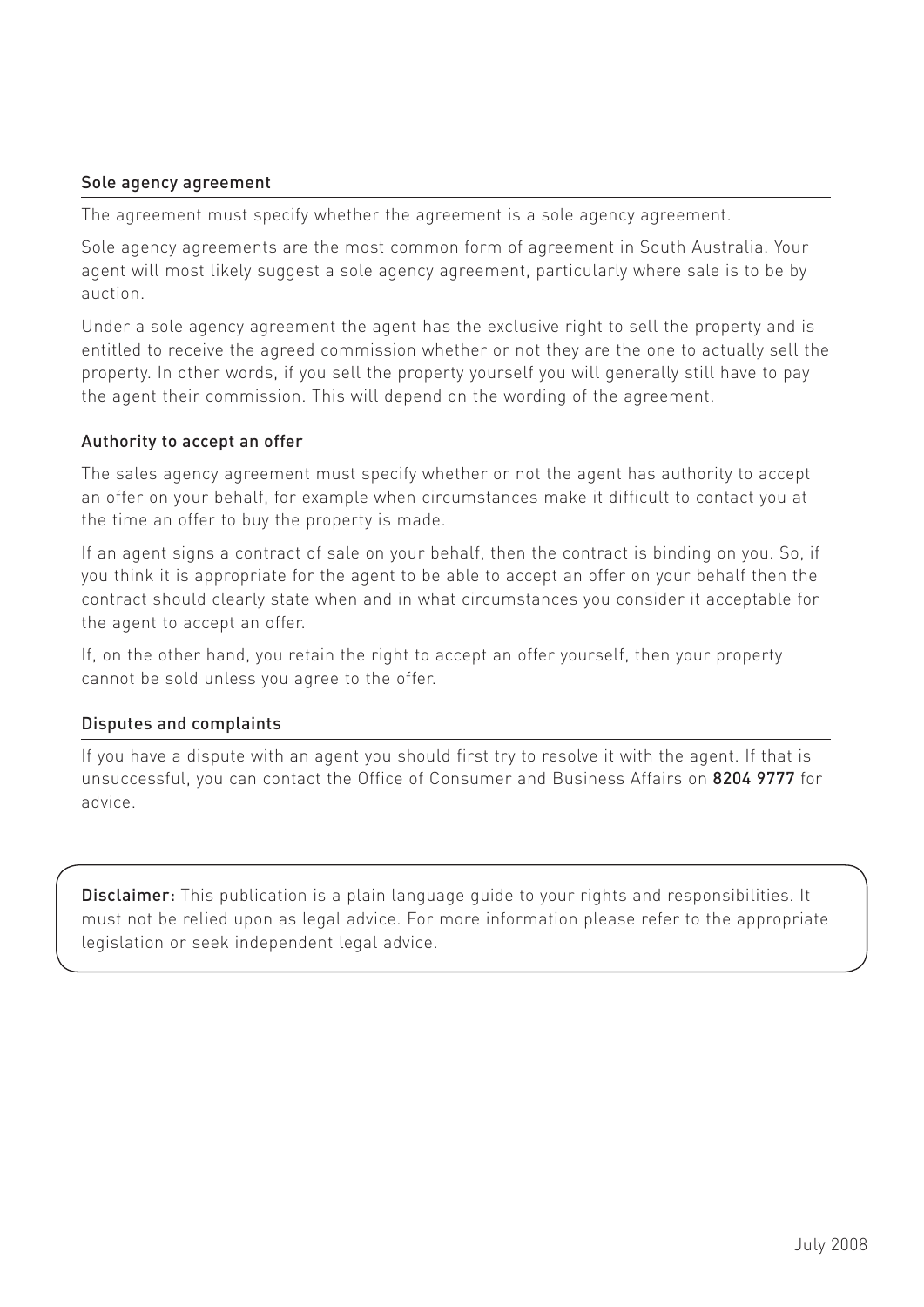### Sole agency agreement

The agreement must specify whether the agreement is a sole agency agreement.

Sole agency agreements are the most common form of agreement in South Australia. Your agent will most likely suggest a sole agency agreement, particularly where sale is to be by auction.

Under a sole agency agreement the agent has the exclusive right to sell the property and is entitled to receive the agreed commission whether or not they are the one to actually sell the property. In other words, if you sell the property yourself you will generally still have to pay the agent their commission. This will depend on the wording of the agreement.

### Authority to accept an offer

The sales agency agreement must specify whether or not the agent has authority to accept an offer on your behalf, for example when circumstances make it difficult to contact you at the time an offer to buy the property is made.

If an agent signs a contract of sale on your behalf, then the contract is binding on you. So, if you think it is appropriate for the agent to be able to accept an offer on your behalf then the contract should clearly state when and in what circumstances you consider it acceptable for the agent to accept an offer.

If, on the other hand, you retain the right to accept an offer yourself, then your property cannot be sold unless you agree to the offer.

### Disputes and complaints

If you have a dispute with an agent you should first try to resolve it with the agent. If that is unsuccessful, you can contact the Office of Consumer and Business Affairs on **8204 9777** for advice.

**Disclaimer:** This publication is a plain language guide to your rights and responsibilities. It must not be relied upon as legal advice. For more information please refer to the appropriate legislation or seek independent legal advice.

July 2008